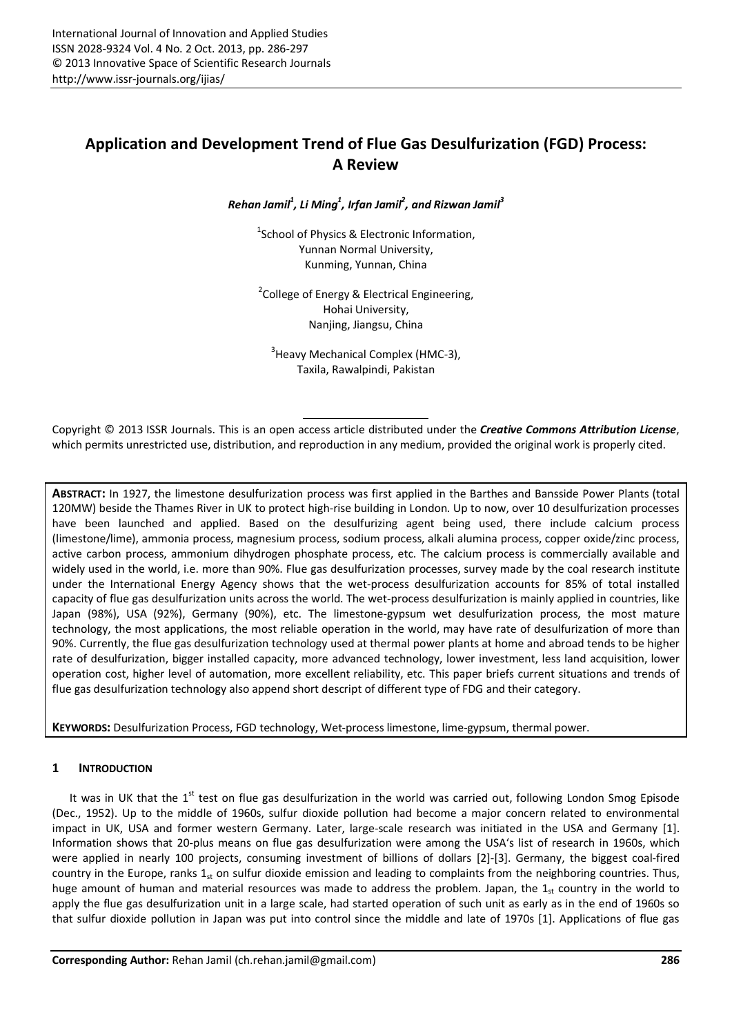# Application and Development Trend of Flue Gas Desulfurization (FGD) Process: A Review

***Rehan Jamil[1], Li Ming[1], Irfan Jamil[2], and Rizwan Jamil[3]***

[1]School of Physics & Electronic Information,
Yunnan Normal University,
Kunming, Yunnan, China

[2]College of Energy & Electrical Engineering,
Hohai University,
Nanjing, Jiangsu, China

[3]Heavy Mechanical Complex (HMC-3),
Taxila, Rawalpindi, Pakistan

Copyright © 2013 ISSR Journals. This is an open access article distributed under the ***Creative Commons Attribution License***, which permits unrestricted use, distribution, and reproduction in any medium, provided the original work is properly cited.

**ABSTRACT:** In 1927, the limestone desulfurization process was first applied in the Barthes and Bansside Power Plants (total 120MW) beside the Thames River in UK to protect high-rise building in London. Up to now, over 10 desulfurization processes have been launched and applied. Based on the desulfurizing agent being used, there include calcium process (limestone/lime), ammonia process, magnesium process, sodium process, alkali alumina process, copper oxide/zinc process, active carbon process, ammonium dihydrogen phosphate process, etc. The calcium process is commercially available and widely used in the world, i.e. more than 90%. Flue gas desulfurization processes, survey made by the coal research institute under the International Energy Agency shows that the wet-process desulfurization accounts for 85% of total installed capacity of flue gas desulfurization units across the world. The wet-process desulfurization is mainly applied in countries, like Japan (98%), USA (92%), Germany (90%), etc. The limestone-gypsum wet desulfurization process, the most mature technology, the most applications, the most reliable operation in the world, may have rate of desulfurization of more than 90%. Currently, the flue gas desulfurization technology used at thermal power plants at home and abroad tends to be higher rate of desulfurization, bigger installed capacity, more advanced technology, lower investment, less land acquisition, lower operation cost, higher level of automation, more excellent reliability, etc. This paper briefs current situations and trends of flue gas desulfurization technology also append short descript of different type of FDG and their category.

**KEYWORDS:** Desulfurization Process, FGD technology, Wet-process limestone, lime-gypsum, thermal power.

## 1 INTRODUCTION

It was in UK that the 1st test on flue gas desulfurization in the world was carried out, following London Smog Episode (Dec., 1952). Up to the middle of 1960s, sulfur dioxide pollution had become a major concern related to environmental impact in UK, USA and former western Germany. Later, large-scale research was initiated in the USA and Germany [1]. Information shows that 20-plus means on flue gas desulfurization were among the USA's list of research in 1960s, which were applied in nearly 100 projects, consuming investment of billions of dollars [2]-[3]. Germany, the biggest coal-fired country in the Europe, ranks 1st on sulfur dioxide emission and leading to complaints from the neighboring countries. Thus, huge amount of human and material resources was made to address the problem. Japan, the 1st country in the world to apply the flue gas desulfurization unit in a large scale, had started operation of such unit as early as in the end of 1960s so that sulfur dioxide pollution in Japan was put into control since the middle and late of 1970s [1]. Applications of flue gas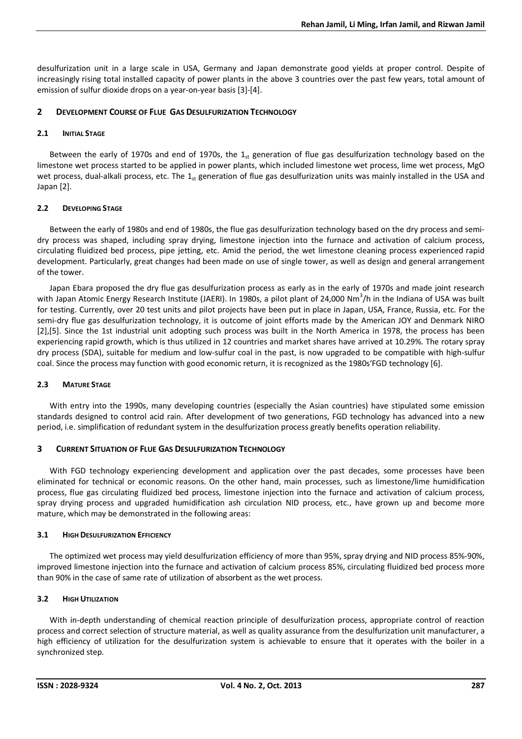desulfurization unit in a large scale in USA, Germany and Japan demonstrate good yields at proper control. Despite of increasingly rising total installed capacity of power plants in the above 3 countries over the past few years, total amount of emission of sulfur dioxide drops on a year-on-year basis [3]-[4].

## 2 DEVELOPMENT COURSE OF FLUE GAS DESULFURIZATION TECHNOLOGY

### 2.1 INITIAL STAGE

Between the early of 1970s and end of 1970s, the $1_{st}$ generation of flue gas desulfurization technology based on the limestone wet process started to be applied in power plants, which included limestone wet process, lime wet process, MgO wet process, dual-alkali process, etc. The $1_{st}$ generation of flue gas desulfurization units was mainly installed in the USA and Japan [2].

### 2.2 DEVELOPING STAGE

Between the early of 1980s and end of 1980s, the flue gas desulfurization technology based on the dry process and semi-dry process was shaped, including spray drying, limestone injection into the furnace and activation of calcium process, circulating fluidized bed process, pipe jetting, etc. Amid the period, the wet limestone cleaning process experienced rapid development. Particularly, great changes had been made on use of single tower, as well as design and general arrangement of the tower.

Japan Ebara proposed the dry flue gas desulfurization process as early as in the early of 1970s and made joint research with Japan Atomic Energy Research Institute (JAERI). In 1980s, a pilot plant of 24,000 $Nm^3/h$ in the Indiana of USA was built for testing. Currently, over 20 test units and pilot projects have been put in place in Japan, USA, France, Russia, etc. For the semi-dry flue gas desulfurization technology, it is outcome of joint efforts made by the American JOY and Denmark NIRO [2],[5]. Since the 1st industrial unit adopting such process was built in the North America in 1978, the process has been experiencing rapid growth, which is thus utilized in 12 countries and market shares have arrived at 10.29%. The rotary spray dry process (SDA), suitable for medium and low-sulfur coal in the past, is now upgraded to be compatible with high-sulfur coal. Since the process may function with good economic return, it is recognized as the 1980s'FGD technology [6].

### 2.3 MATURE STAGE

With entry into the 1990s, many developing countries (especially the Asian countries) have stipulated some emission standards designed to control acid rain. After development of two generations, FGD technology has advanced into a new period, i.e. simplification of redundant system in the desulfurization process greatly benefits operation reliability.

## 3 CURRENT SITUATION OF FLUE GAS DESULFURIZATION TECHNOLOGY

With FGD technology experiencing development and application over the past decades, some processes have been eliminated for technical or economic reasons. On the other hand, main processes, such as limestone/lime humidification process, flue gas circulating fluidized bed process, limestone injection into the furnace and activation of calcium process, spray drying process and upgraded humidification ash circulation NID process, etc., have grown up and become more mature, which may be demonstrated in the following areas:

### 3.1 HIGH DESULFURIZATION EFFICIENCY

The optimized wet process may yield desulfurization efficiency of more than 95%, spray drying and NID process 85%-90%, improved limestone injection into the furnace and activation of calcium process 85%, circulating fluidized bed process more than 90% in the case of same rate of utilization of absorbent as the wet process.

### 3.2 HIGH UTILIZATION

With in-depth understanding of chemical reaction principle of desulfurization process, appropriate control of reaction process and correct selection of structure material, as well as quality assurance from the desulfurization unit manufacturer, a high efficiency of utilization for the desulfurization system is achievable to ensure that it operates with the boiler in a synchronized step.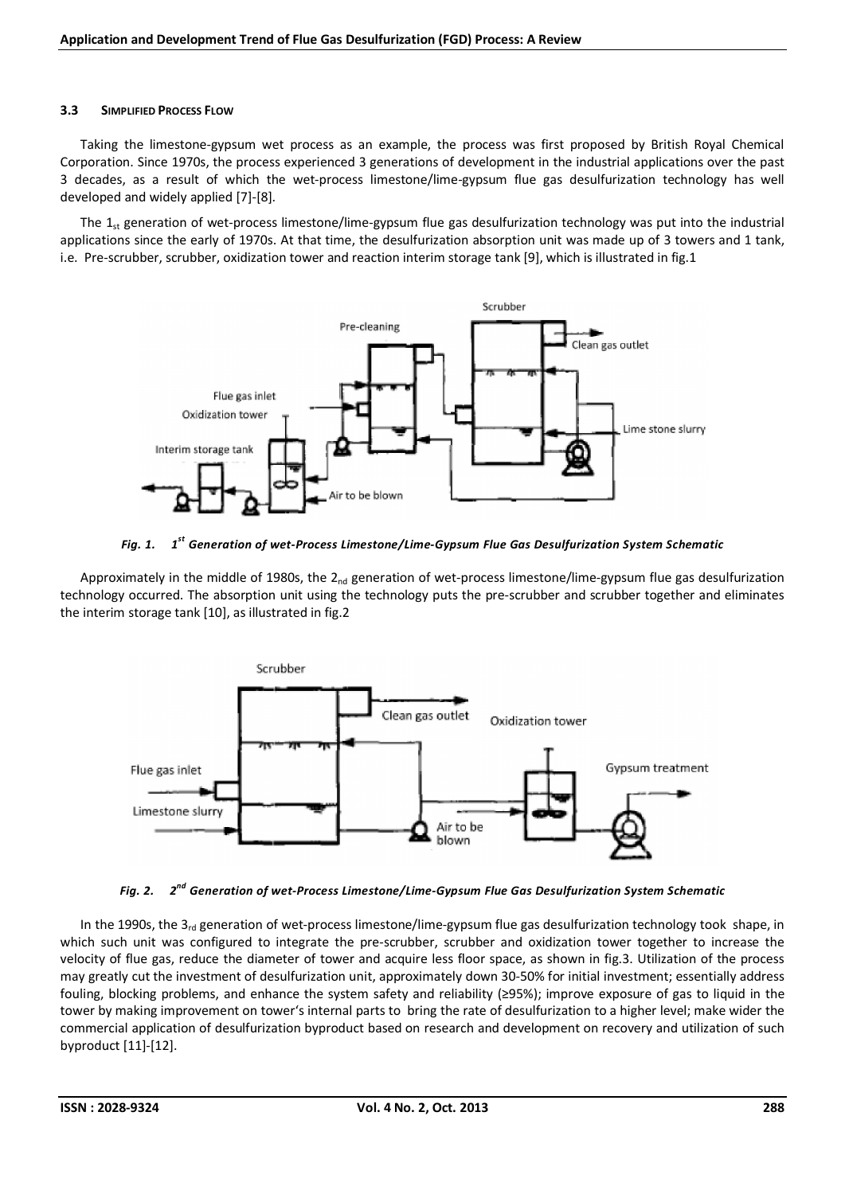### 3.3 SIMPLIFIED PROCESS FLOW

Taking the limestone-gypsum wet process as an example, the process was first proposed by British Royal Chemical Corporation. Since 1970s, the process experienced 3 generations of development in the industrial applications over the past 3 decades, as a result of which the wet-process limestone/lime-gypsum flue gas desulfurization technology has well developed and widely applied [7]-[8].

The 1st generation of wet-process limestone/lime-gypsum flue gas desulfurization technology was put into the industrial applications since the early of 1970s. At that time, the desulfurization absorption unit was made up of 3 towers and 1 tank, i.e. Pre-scrubber, scrubber, oxidization tower and reaction interim storage tank [9], which is illustrated in fig.1

*Fig. 1. 1st Generation of wet-Process Limestone/Lime-Gypsum Flue Gas Desulfurization System Schematic*

Approximately in the middle of 1980s, the 2nd generation of wet-process limestone/lime-gypsum flue gas desulfurization technology occurred. The absorption unit using the technology puts the pre-scrubber and scrubber together and eliminates the interim storage tank [10], as illustrated in fig.2

*Fig. 2. 2nd Generation of wet-Process Limestone/Lime-Gypsum Flue Gas Desulfurization System Schematic*

In the 1990s, the 3rd generation of wet-process limestone/lime-gypsum flue gas desulfurization technology took shape, in which such unit was configured to integrate the pre-scrubber, scrubber and oxidization tower together to increase the velocity of flue gas, reduce the diameter of tower and acquire less floor space, as shown in fig.3. Utilization of the process may greatly cut the investment of desulfurization unit, approximately down 30-50% for initial investment; essentially address fouling, blocking problems, and enhance the system safety and reliability (≥95%); improve exposure of gas to liquid in the tower by making improvement on tower's internal parts to bring the rate of desulfurization to a higher level; make wider the commercial application of desulfurization byproduct based on research and development on recovery and utilization of such byproduct [11]-[12].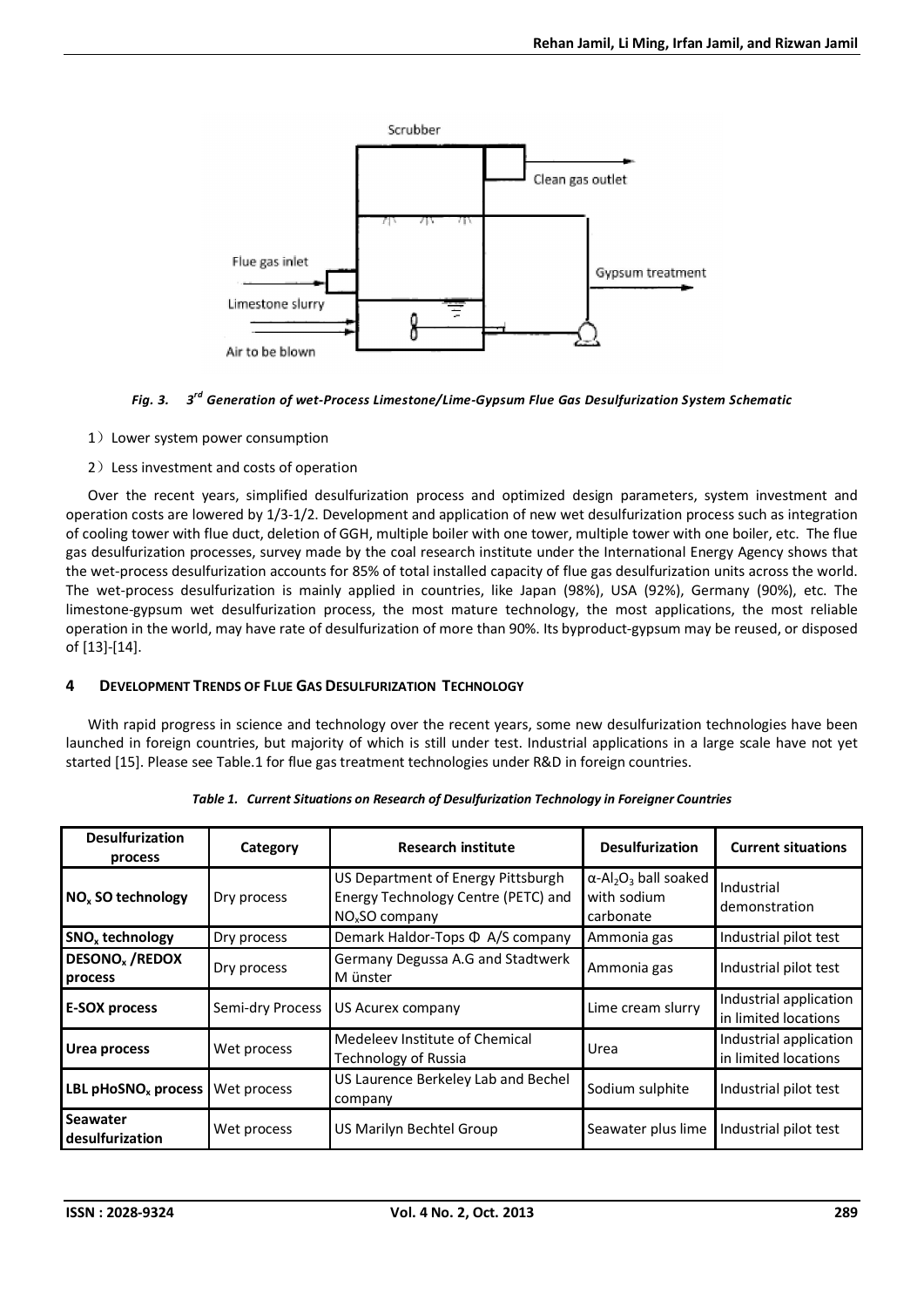*Fig. 3. 3rd Generation of wet-Process Limestone/Lime-Gypsum Flue Gas Desulfurization System Schematic*

1) Lower system power consumption

2) Less investment and costs of operation

Over the recent years, simplified desulfurization process and optimized design parameters, system investment and operation costs are lowered by 1/3-1/2. Development and application of new wet desulfurization process such as integration of cooling tower with flue duct, deletion of GGH, multiple boiler with one tower, multiple tower with one boiler, etc. The flue gas desulfurization processes, survey made by the coal research institute under the International Energy Agency shows that the wet-process desulfurization accounts for 85% of total installed capacity of flue gas desulfurization units across the world. The wet-process desulfurization is mainly applied in countries, like Japan (98%), USA (92%), Germany (90%), etc. The limestone-gypsum wet desulfurization process, the most mature technology, the most applications, the most reliable operation in the world, may have rate of desulfurization of more than 90%. Its byproduct-gypsum may be reused, or disposed of [13]-[14].

## 4 Development Trends of Flue Gas Desulfurization Technology

With rapid progress in science and technology over the recent years, some new desulfurization technologies have been launched in foreign countries, but majority of which is still under test. Industrial applications in a large scale have not yet started [15]. Please see Table.1 for flue gas treatment technologies under R&D in foreign countries.

*Table 1. Current Situations on Research of Desulfurization Technology in Foreigner Countries*

| Desulfurization process | Category | Research institute | Desulfurization | Current situations |
|---|---|---|---|---|
| **$NO_x$ SO technology** | Dry process | US Department of Energy Pittsburgh Energy Technology Centre (PETC) and $NO_x$SO company | α-$Al_2O_3$ ball soaked with sodium carbonate | Industrial demonstration |
| **$SNO_x$ technology** | Dry process | Demark Haldor-Tops Φ A/S company | Ammonia gas | Industrial pilot test |
| **$DESONO_x$ /REDOX process** | Dry process | Germany Degussa A.G and Stadtwerk M ünster | Ammonia gas | Industrial pilot test |
| **E-SOX process** | Semi-dry Process | US Acurex company | Lime cream slurry | Industrial application in limited locations |
| **Urea process** | Wet process | Medeleev Institute of Chemical Technology of Russia | Urea | Industrial application in limited locations |
| **LBL $pHoSNO_x$ process** | Wet process | US Laurence Berkeley Lab and Bechel company | Sodium sulphite | Industrial pilot test |
| **Seawater desulfurization** | Wet process | US Marilyn Bechtel Group | Seawater plus lime | Industrial pilot test |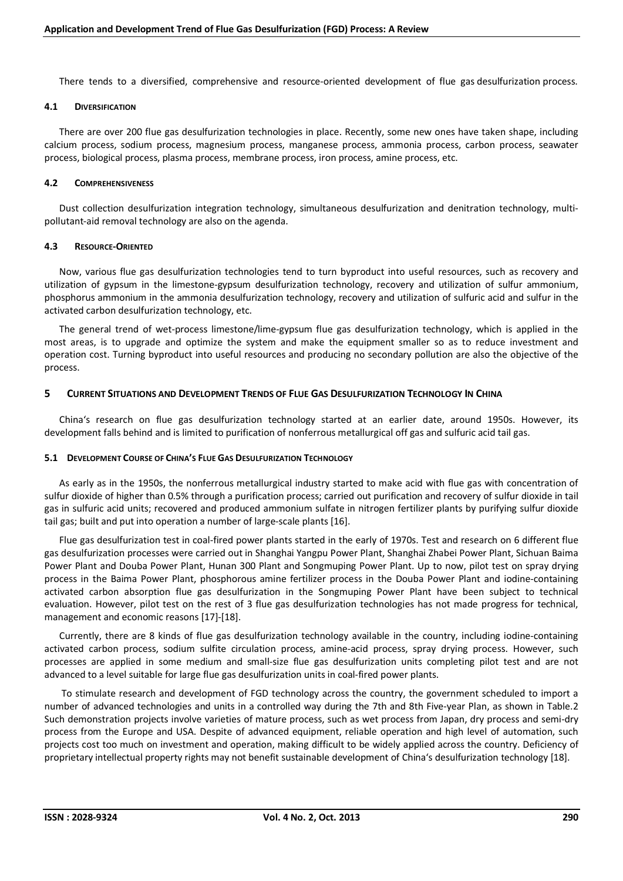There tends to a diversified, comprehensive and resource-oriented development of flue gas desulfurization process.

### 4.1 Diversification

There are over 200 flue gas desulfurization technologies in place. Recently, some new ones have taken shape, including calcium process, sodium process, magnesium process, manganese process, ammonia process, carbon process, seawater process, biological process, plasma process, membrane process, iron process, amine process, etc.

### 4.2 Comprehensiveness

Dust collection desulfurization integration technology, simultaneous desulfurization and denitration technology, multi-pollutant-aid removal technology are also on the agenda.

### 4.3 Resource-Oriented

Now, various flue gas desulfurization technologies tend to turn byproduct into useful resources, such as recovery and utilization of gypsum in the limestone-gypsum desulfurization technology, recovery and utilization of sulfur ammonium, phosphorus ammonium in the ammonia desulfurization technology, recovery and utilization of sulfuric acid and sulfur in the activated carbon desulfurization technology, etc.

The general trend of wet-process limestone/lime-gypsum flue gas desulfurization technology, which is applied in the most areas, is to upgrade and optimize the system and make the equipment smaller so as to reduce investment and operation cost. Turning byproduct into useful resources and producing no secondary pollution are also the objective of the process.

## 5 Current Situations and Development Trends of Flue Gas Desulfurization Technology In China

China's research on flue gas desulfurization technology started at an earlier date, around 1950s. However, its development falls behind and is limited to purification of nonferrous metallurgical off gas and sulfuric acid tail gas.

### 5.1 Development Course of China's Flue Gas Desulfurization Technology

As early as in the 1950s, the nonferrous metallurgical industry started to make acid with flue gas with concentration of sulfur dioxide of higher than 0.5% through a purification process; carried out purification and recovery of sulfur dioxide in tail gas in sulfuric acid units; recovered and produced ammonium sulfate in nitrogen fertilizer plants by purifying sulfur dioxide tail gas; built and put into operation a number of large-scale plants [16].

Flue gas desulfurization test in coal-fired power plants started in the early of 1970s. Test and research on 6 different flue gas desulfurization processes were carried out in Shanghai Yangpu Power Plant, Shanghai Zhabei Power Plant, Sichuan Baima Power Plant and Douba Power Plant, Hunan 300 Plant and Songmuping Power Plant. Up to now, pilot test on spray drying process in the Baima Power Plant, phosphorous amine fertilizer process in the Douba Power Plant and iodine-containing activated carbon absorption flue gas desulfurization in the Songmuping Power Plant have been subject to technical evaluation. However, pilot test on the rest of 3 flue gas desulfurization technologies has not made progress for technical, management and economic reasons [17]-[18].

Currently, there are 8 kinds of flue gas desulfurization technology available in the country, including iodine-containing activated carbon process, sodium sulfite circulation process, amine-acid process, spray drying process. However, such processes are applied in some medium and small-size flue gas desulfurization units completing pilot test and are not advanced to a level suitable for large flue gas desulfurization units in coal-fired power plants.

To stimulate research and development of FGD technology across the country, the government scheduled to import a number of advanced technologies and units in a controlled way during the 7th and 8th Five-year Plan, as shown in Table.2 Such demonstration projects involve varieties of mature process, such as wet process from Japan, dry process and semi-dry process from the Europe and USA. Despite of advanced equipment, reliable operation and high level of automation, such projects cost too much on investment and operation, making difficult to be widely applied across the country. Deficiency of proprietary intellectual property rights may not benefit sustainable development of China's desulfurization technology [18].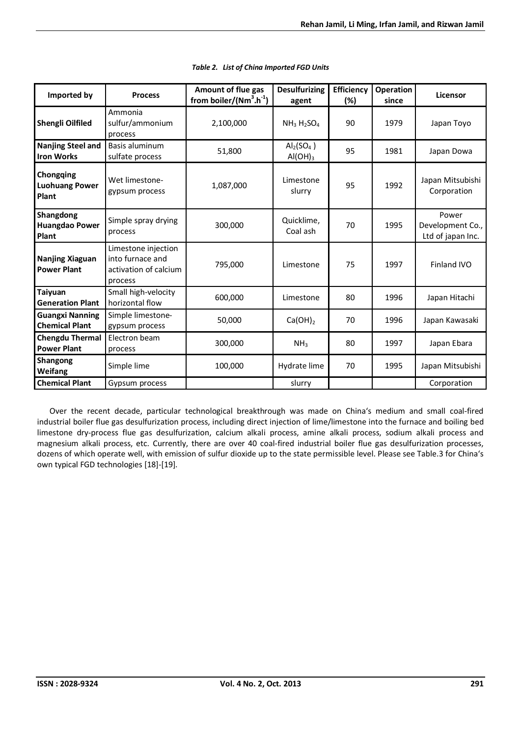*Table 2. List of China Imported FGD Units*

| Imported by | Process | Amount of flue gas from boiler/($Nm^3.h^{-1}$) | Desulfurizing agent | Efficiency (%) | Operation since | Licensor |
|---|---|---|---|---|---|---|
| **Shengli Oilfiled** | Ammonia sulfur/ammonium process | 2,100,000 | $NH_3$ $H_2SO_4$ | 90 | 1979 | Japan Toyo |
| **Nanjing Steel and Iron Works** | Basis aluminum sulfate process | 51,800 | $Al_2(SO_4)$ $Al(OH)_3$ | 95 | 1981 | Japan Dowa |
| **Chongqing Luohuang Power Plant** | Wet limestone-gypsum process | 1,087,000 | Limestone slurry | 95 | 1992 | Japan Mitsubishi Corporation |
| **Shangdong Huangdao Power Plant** | Simple spray drying process | 300,000 | Quicklime, Coal ash | 70 | 1995 | Power Development Co., Ltd of japan Inc. |
| **Nanjing Xiaguan Power Plant** | Limestone injection into furnace and activation of calcium process | 795,000 | Limestone | 75 | 1997 | Finland IVO |
| **Taiyuan Generation Plant** | Small high-velocity horizontal flow | 600,000 | Limestone | 80 | 1996 | Japan Hitachi |
| **Guangxi Nanning Chemical Plant** | Simple limestone-gypsum process | 50,000 | $Ca(OH)_2$ | 70 | 1996 | Japan Kawasaki |
| **Chengdu Thermal Power Plant** | Electron beam process | 300,000 | $NH_3$ | 80 | 1997 | Japan Ebara |
| **Shangong Weifang Chemical Plant** | Simple lime Gypsum process | 100,000 | Hydrate lime slurry | 70 | 1995 | Japan Mitsubishi Corporation |

Over the recent decade, particular technological breakthrough was made on China's medium and small coal-fired industrial boiler flue gas desulfurization process, including direct injection of lime/limestone into the furnace and boiling bed limestone dry-process flue gas desulfurization, calcium alkali process, amine alkali process, sodium alkali process and magnesium alkali process, etc. Currently, there are over 40 coal-fired industrial boiler flue gas desulfurization processes, dozens of which operate well, with emission of sulfur dioxide up to the state permissible level. Please see Table.3 for China's own typical FGD technologies [18]-[19].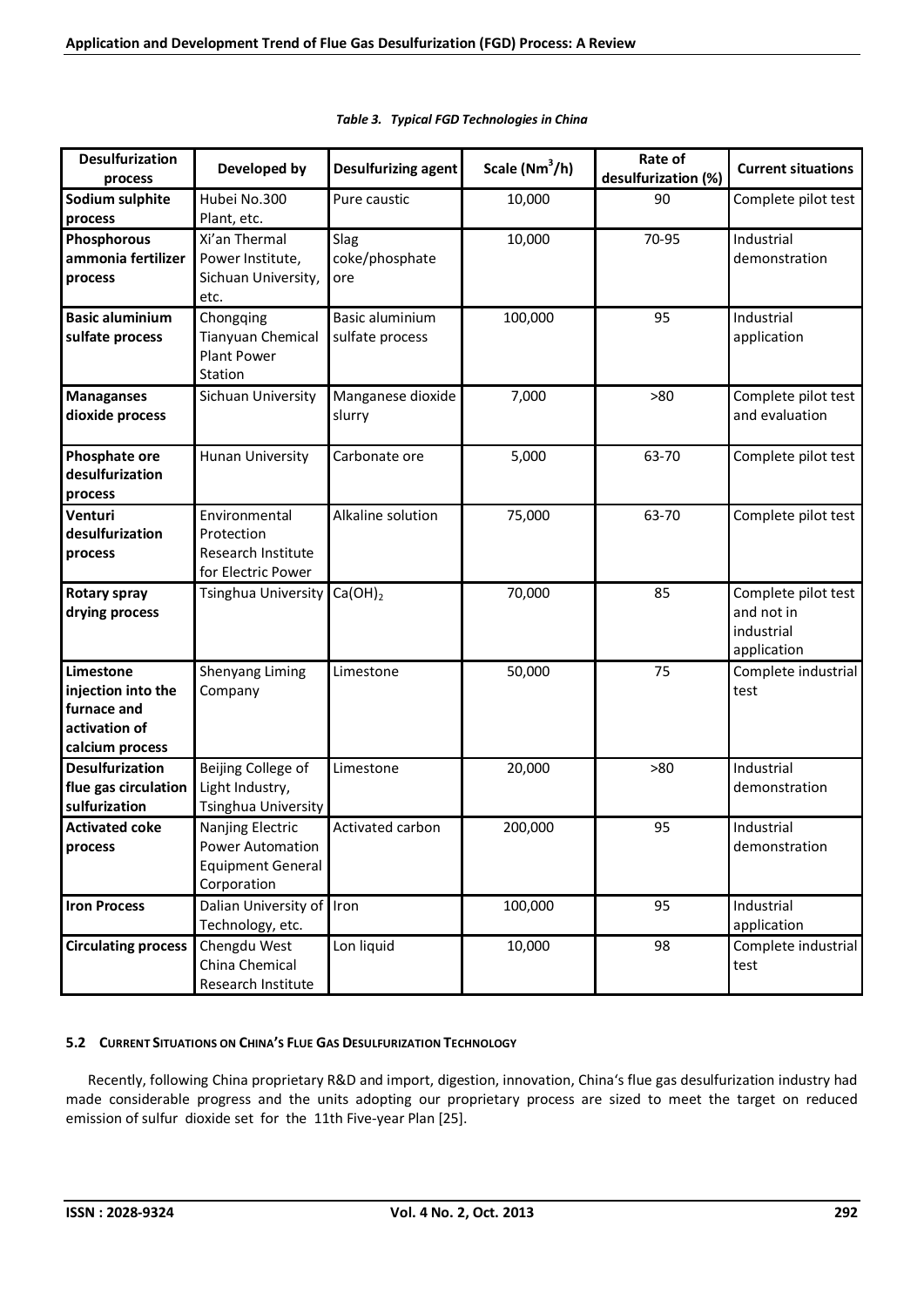*Table 3. Typical FGD Technologies in China*

| Desulfurization process | Developed by | Desulfurizing agent | Scale ($Nm^3/h$) | Rate of desulfurization (%) | Current situations |
|---|---|---|---|---|---|
| **Sodium sulphite process** | Hubei No.300 Plant, etc. | Pure caustic | 10,000 | 90 | Complete pilot test |
| **Phosphorous ammonia fertilizer process** | Xi'an Thermal Power Institute, Sichuan University, etc. | Slag coke/phosphate ore | 10,000 | 70-95 | Industrial demonstration |
| **Basic aluminium sulfate process** | Chongqing Tianyuan Chemical Plant Power Station | Basic aluminium sulfate process | 100,000 | 95 | Industrial application |
| **Managanses dioxide process** | Sichuan University | Manganese dioxide slurry | 7,000 | >80 | Complete pilot test and evaluation |
| **Phosphate ore desulfurization process** | Hunan University | Carbonate ore | 5,000 | 63-70 | Complete pilot test |
| **Venturi desulfurization process** | Environmental Protection Research Institute for Electric Power | Alkaline solution | 75,000 | 63-70 | Complete pilot test |
| **Rotary spray drying process** | Tsinghua University | $Ca(OH)_2$ | 70,000 | 85 | Complete pilot test and not in industrial application |
| **Limestone injection into the furnace and activation of calcium process** | Shenyang Liming Company | Limestone | 50,000 | 75 | Complete industrial test |
| **Desulfurization flue gas circulation sulfurization** | Beijing College of Light Industry, Tsinghua University | Limestone | 20,000 | >80 | Industrial demonstration |
| **Activated coke process** | Nanjing Electric Power Automation Equipment General Corporation | Activated carbon | 200,000 | 95 | Industrial demonstration |
| **Iron Process** | Dalian University of Technology, etc. | Iron | 100,000 | 95 | Industrial application |
| **Circulating process** | Chengdu West China Chemical Research Institute | Lon liquid | 10,000 | 98 | Complete industrial test |

### 5.2 Current Situations on China's Flue Gas Desulfurization Technology

Recently, following China proprietary R&D and import, digestion, innovation, China's flue gas desulfurization industry had made considerable progress and the units adopting our proprietary process are sized to meet the target on reduced emission of sulfur dioxide set for the 11th Five-year Plan [25].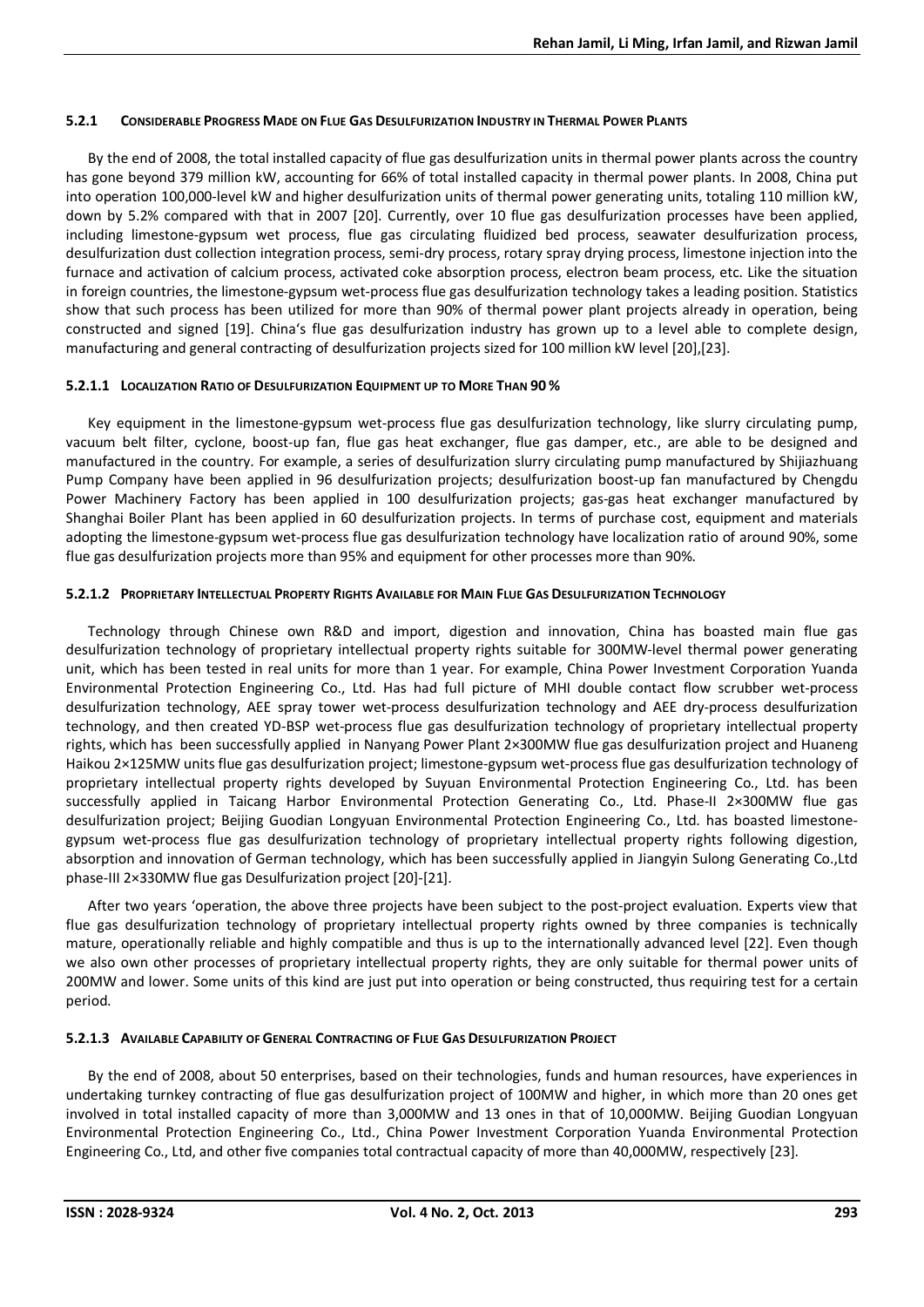#### 5.2.1 Considerable Progress Made on Flue Gas Desulfurization Industry in Thermal Power Plants

By the end of 2008, the total installed capacity of flue gas desulfurization units in thermal power plants across the country has gone beyond 379 million kW, accounting for 66% of total installed capacity in thermal power plants. In 2008, China put into operation 100,000-level kW and higher desulfurization units of thermal power generating units, totaling 110 million kW, down by 5.2% compared with that in 2007 [20]. Currently, over 10 flue gas desulfurization processes have been applied, including limestone-gypsum wet process, flue gas circulating fluidized bed process, seawater desulfurization process, desulfurization dust collection integration process, semi-dry process, rotary spray drying process, limestone injection into the furnace and activation of calcium process, activated coke absorption process, electron beam process, etc. Like the situation in foreign countries, the limestone-gypsum wet-process flue gas desulfurization technology takes a leading position. Statistics show that such process has been utilized for more than 90% of thermal power plant projects already in operation, being constructed and signed [19]. China's flue gas desulfurization industry has grown up to a level able to complete design, manufacturing and general contracting of desulfurization projects sized for 100 million kW level [20],[23].

##### 5.2.1.1 Localization Ratio of Desulfurization Equipment up to More Than 90 %

Key equipment in the limestone-gypsum wet-process flue gas desulfurization technology, like slurry circulating pump, vacuum belt filter, cyclone, boost-up fan, flue gas heat exchanger, flue gas damper, etc., are able to be designed and manufactured in the country. For example, a series of desulfurization slurry circulating pump manufactured by Shijiazhuang Pump Company have been applied in 96 desulfurization projects; desulfurization boost-up fan manufactured by Chengdu Power Machinery Factory has been applied in 100 desulfurization projects; gas-gas heat exchanger manufactured by Shanghai Boiler Plant has been applied in 60 desulfurization projects. In terms of purchase cost, equipment and materials adopting the limestone-gypsum wet-process flue gas desulfurization technology have localization ratio of around 90%, some flue gas desulfurization projects more than 95% and equipment for other processes more than 90%.

##### 5.2.1.2 Proprietary Intellectual Property Rights Available for Main Flue Gas Desulfurization Technology

Technology through Chinese own R&D and import, digestion and innovation, China has boasted main flue gas desulfurization technology of proprietary intellectual property rights suitable for 300MW-level thermal power generating unit, which has been tested in real units for more than 1 year. For example, China Power Investment Corporation Yuanda Environmental Protection Engineering Co., Ltd. Has had full picture of MHI double contact flow scrubber wet-process desulfurization technology, AEE spray tower wet-process desulfurization technology and AEE dry-process desulfurization technology, and then created YD-BSP wet-process flue gas desulfurization technology of proprietary intellectual property rights, which has been successfully applied in Nanyang Power Plant 2×300MW flue gas desulfurization project and Huaneng Haikou 2×125MW units flue gas desulfurization project; limestone-gypsum wet-process flue gas desulfurization technology of proprietary intellectual property rights developed by Suyuan Environmental Protection Engineering Co., Ltd. has been successfully applied in Taicang Harbor Environmental Protection Generating Co., Ltd. Phase-II 2×300MW flue gas desulfurization project; Beijing Guodian Longyuan Environmental Protection Engineering Co., Ltd. has boasted limestone-gypsum wet-process flue gas desulfurization technology of proprietary intellectual property rights following digestion, absorption and innovation of German technology, which has been successfully applied in Jiangyin Sulong Generating Co.,Ltd phase-III 2×330MW flue gas Desulfurization project [20]-[21].

After two years 'operation, the above three projects have been subject to the post-project evaluation. Experts view that flue gas desulfurization technology of proprietary intellectual property rights owned by three companies is technically mature, operationally reliable and highly compatible and thus is up to the internationally advanced level [22]. Even though we also own other processes of proprietary intellectual property rights, they are only suitable for thermal power units of 200MW and lower. Some units of this kind are just put into operation or being constructed, thus requiring test for a certain period.

##### 5.2.1.3 Available Capability of General Contracting of Flue Gas Desulfurization Project

By the end of 2008, about 50 enterprises, based on their technologies, funds and human resources, have experiences in undertaking turnkey contracting of flue gas desulfurization project of 100MW and higher, in which more than 20 ones get involved in total installed capacity of more than 3,000MW and 13 ones in that of 10,000MW. Beijing Guodian Longyuan Environmental Protection Engineering Co., Ltd., China Power Investment Corporation Yuanda Environmental Protection Engineering Co., Ltd, and other five companies total contractual capacity of more than 40,000MW, respectively [23].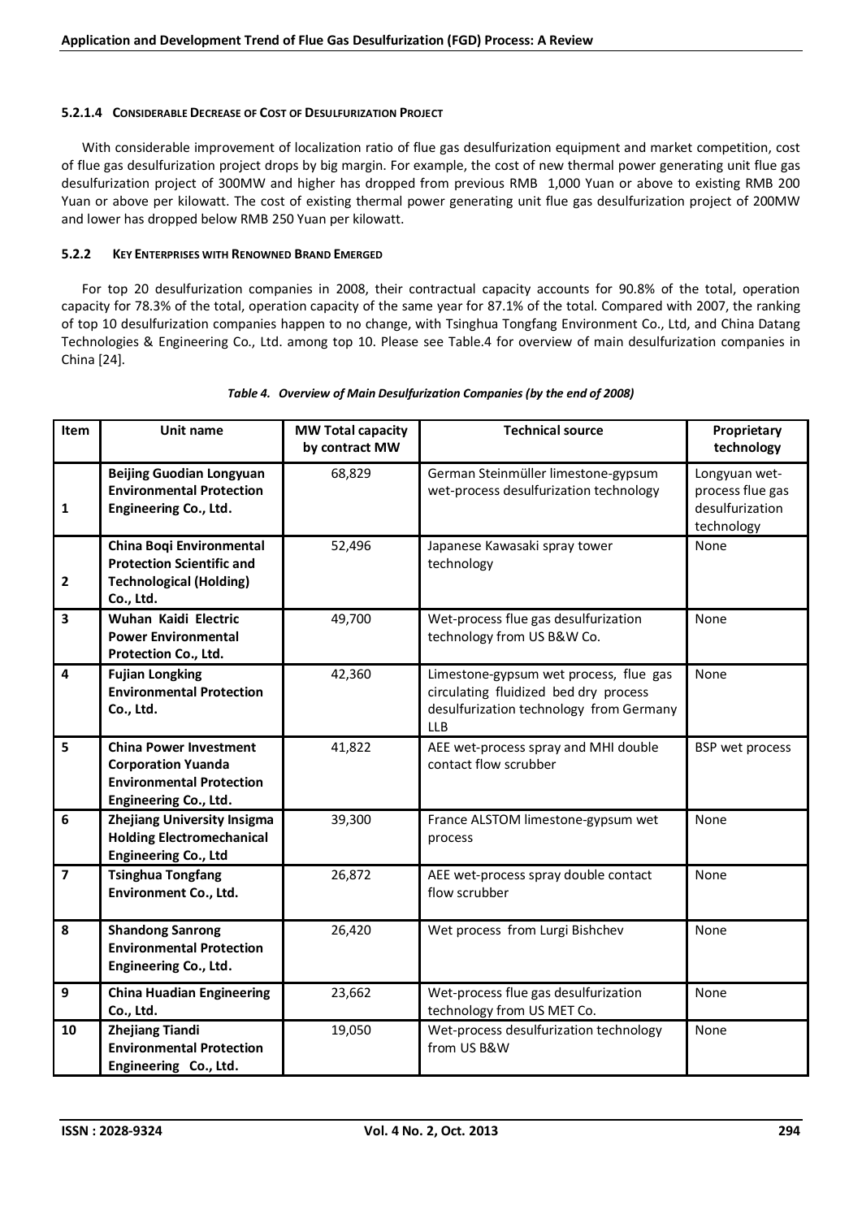#### 5.2.1.4 Considerable Decrease of Cost of Desulfurization Project

With considerable improvement of localization ratio of flue gas desulfurization equipment and market competition, cost of flue gas desulfurization project drops by big margin. For example, the cost of new thermal power generating unit flue gas desulfurization project of 300MW and higher has dropped from previous RMB 1,000 Yuan or above to existing RMB 200 Yuan or above per kilowatt. The cost of existing thermal power generating unit flue gas desulfurization project of 200MW and lower has dropped below RMB 250 Yuan per kilowatt.

### 5.2.2 Key Enterprises with Renowned Brand Emerged

For top 20 desulfurization companies in 2008, their contractual capacity accounts for 90.8% of the total, operation capacity for 78.3% of the total, operation capacity of the same year for 87.1% of the total. Compared with 2007, the ranking of top 10 desulfurization companies happen to no change, with Tsinghua Tongfang Environment Co., Ltd, and China Datang Technologies & Engineering Co., Ltd. among top 10. Please see Table.4 for overview of main desulfurization companies in China [24].

*Table 4. Overview of Main Desulfurization Companies (by the end of 2008)*

| Item | Unit name | MW Total capacity by contract MW | Technical source | Proprietary technology |
|---|---|---|---|---|
| 1 | **Beijing Guodian Longyuan Environmental Protection Engineering Co., Ltd.** | 68,829 | German Steinmüller limestone-gypsum wet-process desulfurization technology | Longyuan wet-process flue gas desulfurization technology |
| 2 | **China Boqi Environmental Protection Scientific and Technological (Holding) Co., Ltd.** | 52,496 | Japanese Kawasaki spray tower technology | None |
| 3 | **Wuhan Kaidi Electric Power Environmental Protection Co., Ltd.** | 49,700 | Wet-process flue gas desulfurization technology from US B&W Co. | None |
| 4 | **Fujian Longking Environmental Protection Co., Ltd.** | 42,360 | Limestone-gypsum wet process, flue gas circulating fluidized bed dry process desulfurization technology from Germany LLB | None |
| 5 | **China Power Investment Corporation Yuanda Environmental Protection Engineering Co., Ltd.** | 41,822 | AEE wet-process spray and MHI double contact flow scrubber | BSP wet process |
| 6 | **Zhejiang University Insigma Holding Electromechanical Engineering Co., Ltd** | 39,300 | France ALSTOM limestone-gypsum wet process | None |
| 7 | **Tsinghua Tongfang Environment Co., Ltd.** | 26,872 | AEE wet-process spray double contact flow scrubber | None |
| 8 | **Shandong Sanrong Environmental Protection Engineering Co., Ltd.** | 26,420 | Wet process from Lurgi Bishchev | None |
| 9 | **China Huadian Engineering Co., Ltd.** | 23,662 | Wet-process flue gas desulfurization technology from US MET Co. | None |
| 10 | **Zhejiang Tiandi Environmental Protection Engineering Co., Ltd.** | 19,050 | Wet-process desulfurization technology from US B&W | None |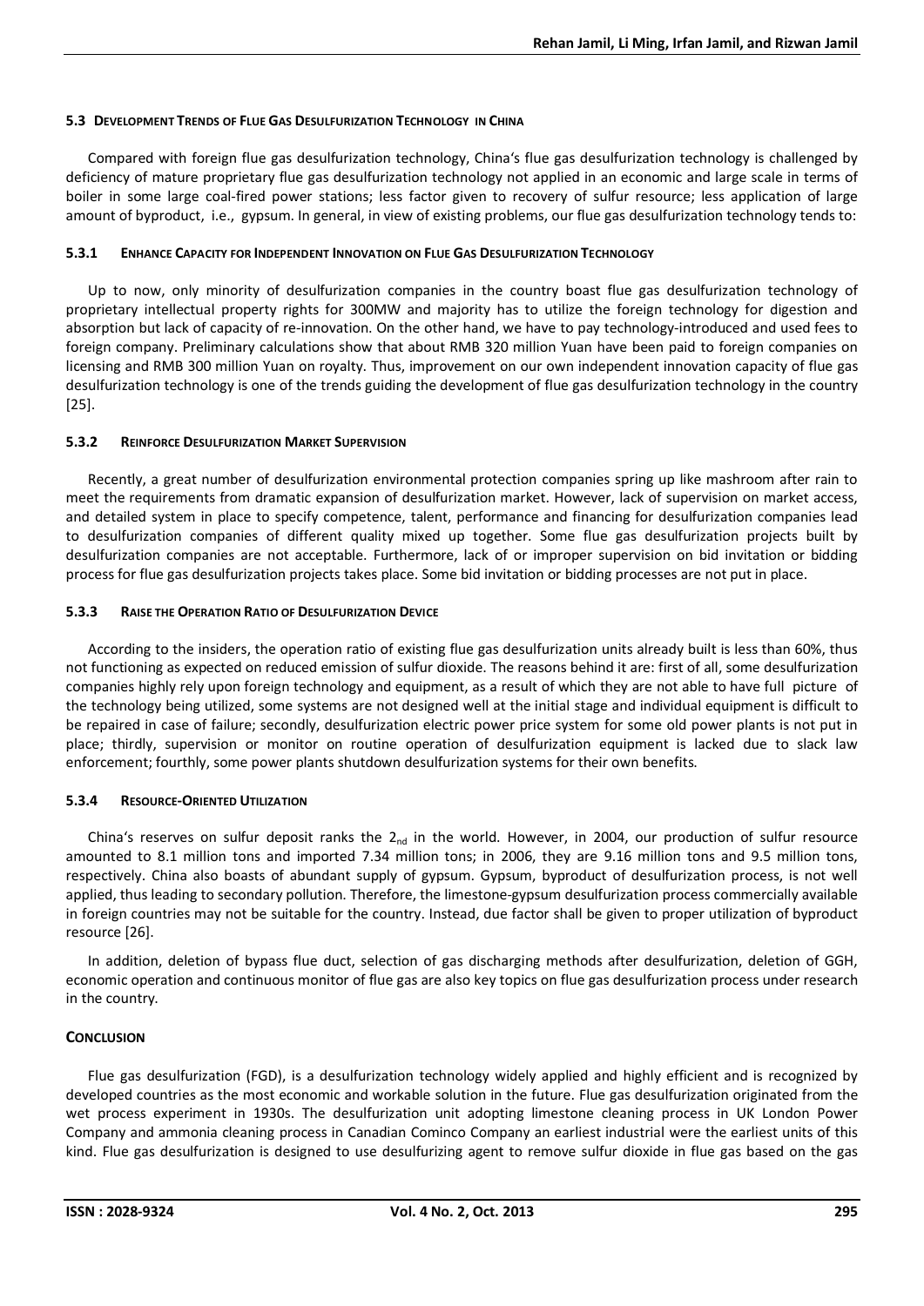### 5.3 Development Trends of Flue Gas Desulfurization Technology in China

Compared with foreign flue gas desulfurization technology, China's flue gas desulfurization technology is challenged by deficiency of mature proprietary flue gas desulfurization technology not applied in an economic and large scale in terms of boiler in some large coal-fired power stations; less factor given to recovery of sulfur resource; less application of large amount of byproduct, i.e., gypsum. In general, in view of existing problems, our flue gas desulfurization technology tends to:

#### 5.3.1 Enhance Capacity for Independent Innovation on Flue Gas Desulfurization Technology

Up to now, only minority of desulfurization companies in the country boast flue gas desulfurization technology of proprietary intellectual property rights for 300MW and majority has to utilize the foreign technology for digestion and absorption but lack of capacity of re-innovation. On the other hand, we have to pay technology-introduced and used fees to foreign company. Preliminary calculations show that about RMB 320 million Yuan have been paid to foreign companies on licensing and RMB 300 million Yuan on royalty. Thus, improvement on our own independent innovation capacity of flue gas desulfurization technology is one of the trends guiding the development of flue gas desulfurization technology in the country [25].

#### 5.3.2 Reinforce Desulfurization Market Supervision

Recently, a great number of desulfurization environmental protection companies spring up like mashroom after rain to meet the requirements from dramatic expansion of desulfurization market. However, lack of supervision on market access, and detailed system in place to specify competence, talent, performance and financing for desulfurization companies lead to desulfurization companies of different quality mixed up together. Some flue gas desulfurization projects built by desulfurization companies are not acceptable. Furthermore, lack of or improper supervision on bid invitation or bidding process for flue gas desulfurization projects takes place. Some bid invitation or bidding processes are not put in place.

#### 5.3.3 Raise the Operation Ratio of Desulfurization Device

According to the insiders, the operation ratio of existing flue gas desulfurization units already built is less than 60%, thus not functioning as expected on reduced emission of sulfur dioxide. The reasons behind it are: first of all, some desulfurization companies highly rely upon foreign technology and equipment, as a result of which they are not able to have full picture of the technology being utilized, some systems are not designed well at the initial stage and individual equipment is difficult to be repaired in case of failure; secondly, desulfurization electric power price system for some old power plants is not put in place; thirdly, supervision or monitor on routine operation of desulfurization equipment is lacked due to slack law enforcement; fourthly, some power plants shutdown desulfurization systems for their own benefits.

#### 5.3.4 Resource-Oriented Utilization

China's reserves on sulfur deposit ranks the $2_{nd}$ in the world. However, in 2004, our production of sulfur resource amounted to 8.1 million tons and imported 7.34 million tons; in 2006, they are 9.16 million tons and 9.5 million tons, respectively. China also boasts of abundant supply of gypsum. Gypsum, byproduct of desulfurization process, is not well applied, thus leading to secondary pollution. Therefore, the limestone-gypsum desulfurization process commercially available in foreign countries may not be suitable for the country. Instead, due factor shall be given to proper utilization of byproduct resource [26].

In addition, deletion of bypass flue duct, selection of gas discharging methods after desulfurization, deletion of GGH, economic operation and continuous monitor of flue gas are also key topics on flue gas desulfurization process under research in the country.

## Conclusion

Flue gas desulfurization (FGD), is a desulfurization technology widely applied and highly efficient and is recognized by developed countries as the most economic and workable solution in the future. Flue gas desulfurization originated from the wet process experiment in 1930s. The desulfurization unit adopting limestone cleaning process in UK London Power Company and ammonia cleaning process in Canadian Cominco Company an earliest industrial were the earliest units of this kind. Flue gas desulfurization is designed to use desulfurizing agent to remove sulfur dioxide in flue gas based on the gas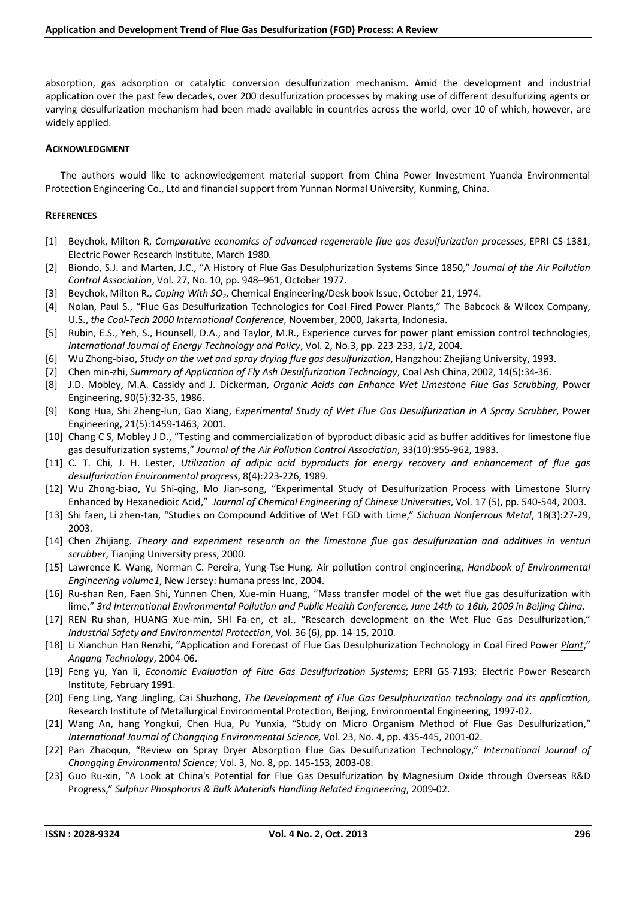absorption, gas adsorption or catalytic conversion desulfurization mechanism. Amid the development and industrial application over the past few decades, over 200 desulfurization processes by making use of different desulfurizing agents or varying desulfurization mechanism had been made available in countries across the world, over 10 of which, however, are widely applied.

## Acknowledgment

The authors would like to acknowledgement material support from China Power Investment Yuanda Environmental Protection Engineering Co., Ltd and financial support from Yunnan Normal University, Kunming, China.

## References

[1] Beychok, Milton R, *Comparative economics of advanced regenerable flue gas desulfurization processes*, EPRI CS-1381, Electric Power Research Institute, March 1980.

[2] Biondo, S.J. and Marten, J.C., "A History of Flue Gas Desulphurization Systems Since 1850," *Journal of the Air Pollution Control Association*, Vol. 27, No. 10, pp. 948–961, October 1977.

[3] Beychok, Milton R*., Coping With* $SO_2$, Chemical Engineering/Desk book Issue, October 21, 1974.

[4] Nolan, Paul S., "Flue Gas Desulfurization Technologies for Coal-Fired Power Plants," The Babcock & Wilcox Company, U.S., *the Coal-Tech 2000 International Conference*, November, 2000, Jakarta, Indonesia.

[5] Rubin, E.S., Yeh, S., Hounsell, D.A., and Taylor, M.R., Experience curves for power plant emission control technologies, *International Journal of Energy Technology and Policy*, Vol. 2, No.3, pp. 223-233, 1/2, 2004.

[6] Wu Zhong-biao, *Study on the wet and spray drying flue gas desulfurization*, Hangzhou: Zhejiang University, 1993.

[7] Chen min-zhi, *Summary of Application of Fly Ash Desulfurization Technology*, Coal Ash China, 2002, 14(5):34-36.

[8] J.D. Mobley, M.A. Cassidy and J. Dickerman, *Organic Acids can Enhance Wet Limestone Flue Gas Scrubbing*, Power Engineering, 90(5):32-35, 1986.

[9] Kong Hua, Shi Zheng-lun, Gao Xiang, *Experimental Study of Wet Flue Gas Desulfurization in A Spray Scrubber*, Power Engineering, 21(5):1459-1463, 2001.

[10] Chang C S, Mobley J D., "Testing and commercialization of byproduct dibasic acid as buffer additives for limestone flue gas desulfurization systems," *Journal of the Air Pollution Control Association*, 33(10):955-962, 1983.

[11] C. T. Chi, J. H. Lester, *Utilization of adipic acid byproducts for energy recovery and enhancement of flue gas desulfurization Environmental progress*, 8(4):223-226, 1989.

[12] Wu Zhong-biao, Yu Shi-qing, Mo Jian-song, "Experimental Study of Desulfurization Process with Limestone Slurry Enhanced by Hexanedioic Acid," *Journal of Chemical Engineering of Chinese Universities*, Vol. 17 (5), pp. 540-544, 2003.

[13] Shi faen, Li zhen-tan, "Studies on Compound Additive of Wet FGD with Lime," *Sichuan Nonferrous Metal*, 18(3):27-29, 2003.

[14] Chen Zhijiang. *Theory and experiment research on the limestone flue gas desulfurization and additives in venturi scrubber*, Tianjing University press, 2000.

[15] Lawrence K. Wang, Norman C. Pereira, Yung-Tse Hung. Air pollution control engineering, *Handbook of Environmental Engineering volume1*, New Jersey: humana press Inc, 2004.

[16] Ru-shan Ren, Faen Shi, Yunnen Chen, Xue-min Huang, "Mass transfer model of the wet flue gas desulfurization with lime," *3rd International Environmental Pollution and Public Health Conference, June 14th to 16th, 2009 in Beijing China*.

[17] REN Ru-shan, HUANG Xue-min, SHI Fa-en, et al., "Research development on the Wet Flue Gas Desulfurization," *Industrial Safety and Environmental Protection*, Vol. 36 (6), pp. 14-15, 2010.

[18] Li Xianchun Han Renzhi, "Application and Forecast of Flue Gas Desulphurization Technology in Coal Fired Power *Plant*," *Angang Technology*, 2004-06.

[19] Feng yu, Yan li, *Economic Evaluation of Flue Gas Desulfurization Systems*; EPRI GS-7193; Electric Power Research Institute*,* February 1991.

[20] Feng Ling, Yang Jingling, Cai Shuzhong, *The Development of Flue Gas Desulphurization technology and its application,* Research Institute of Metallurgical Environmental Protection, Beijing, Environmental Engineering, 1997-02.

[21] Wang An, hang Yongkui, Chen Hua, Pu Yunxia, *"*Study on Micro Organism Method of Flue Gas Desulfurization,*" International Journal of Chongqing Environmental Science,* Vol. 23, No. 4, pp. 435-445, 2001-02.

[22] Pan Zhaoqun, "Review on Spray Dryer Absorption Flue Gas Desulfurization Technology," *International Journal of Chongqing Environmental Science*; Vol. 3, No. 8, pp. 145-153, 2003-08.

[23] Guo Ru-xin, "A Look at China's Potential for Flue Gas Desulfurization by Magnesium Oxide through Overseas R&D Progress," *Sulphur Phosphorus & Bulk Materials Handling Related Engineering*, 2009-02.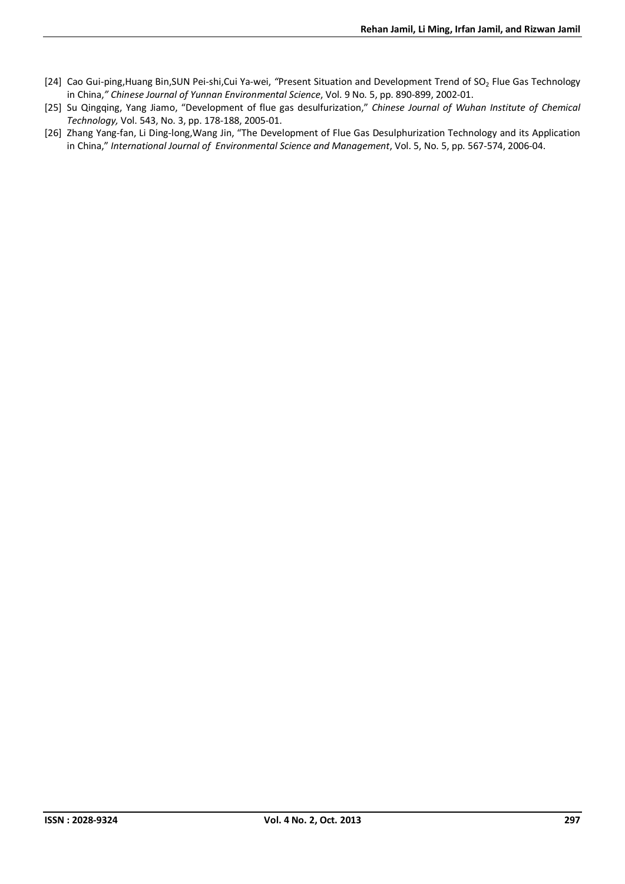[24] Cao Gui-ping,Huang Bin,SUN Pei-shi,Cui Ya-wei, "Present Situation and Development Trend of $SO_2$ Flue Gas Technology in China," *Chinese Journal of Yunnan Environmental Science*, Vol. 9 No. 5, pp. 890-899, 2002-01.

[25] Su Qingqing, Yang Jiamo, "Development of flue gas desulfurization," *Chinese Journal of Wuhan Institute of Chemical Technology,* Vol. 543, No. 3, pp. 178-188, 2005-01.

[26] Zhang Yang-fan, Li Ding-long,Wang Jin, "The Development of Flue Gas Desulphurization Technology and its Application in China," *International Journal of Environmental Science and Management*, Vol. 5, No. 5, pp. 567-574, 2006-04.